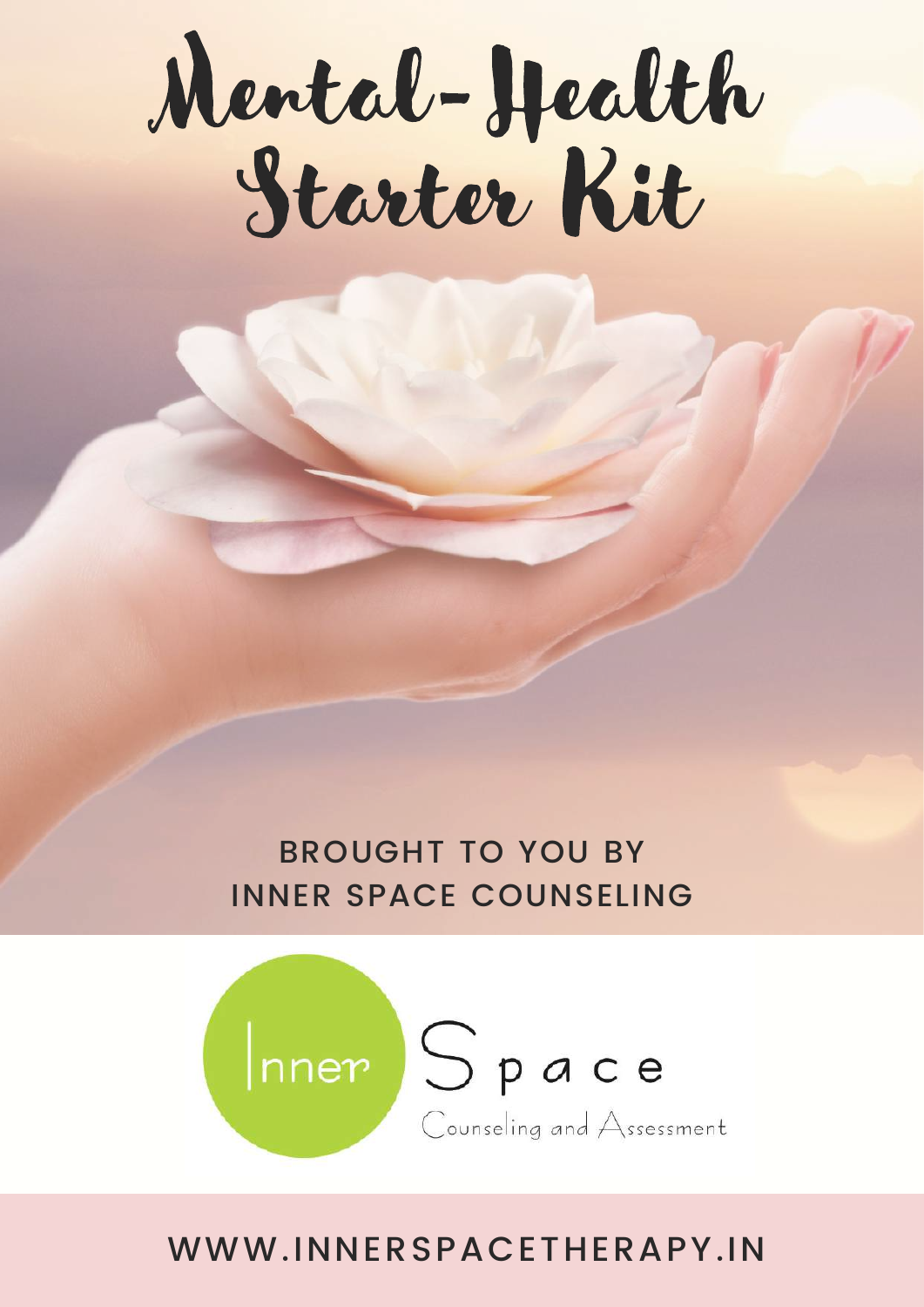# Mental-Health Starter Kit

BROUGHT TO YOU BY
INNER SPACE COUNSELING

Inner Space
Counseling and Assessment

WWW.INNERSPACETHERAPY.IN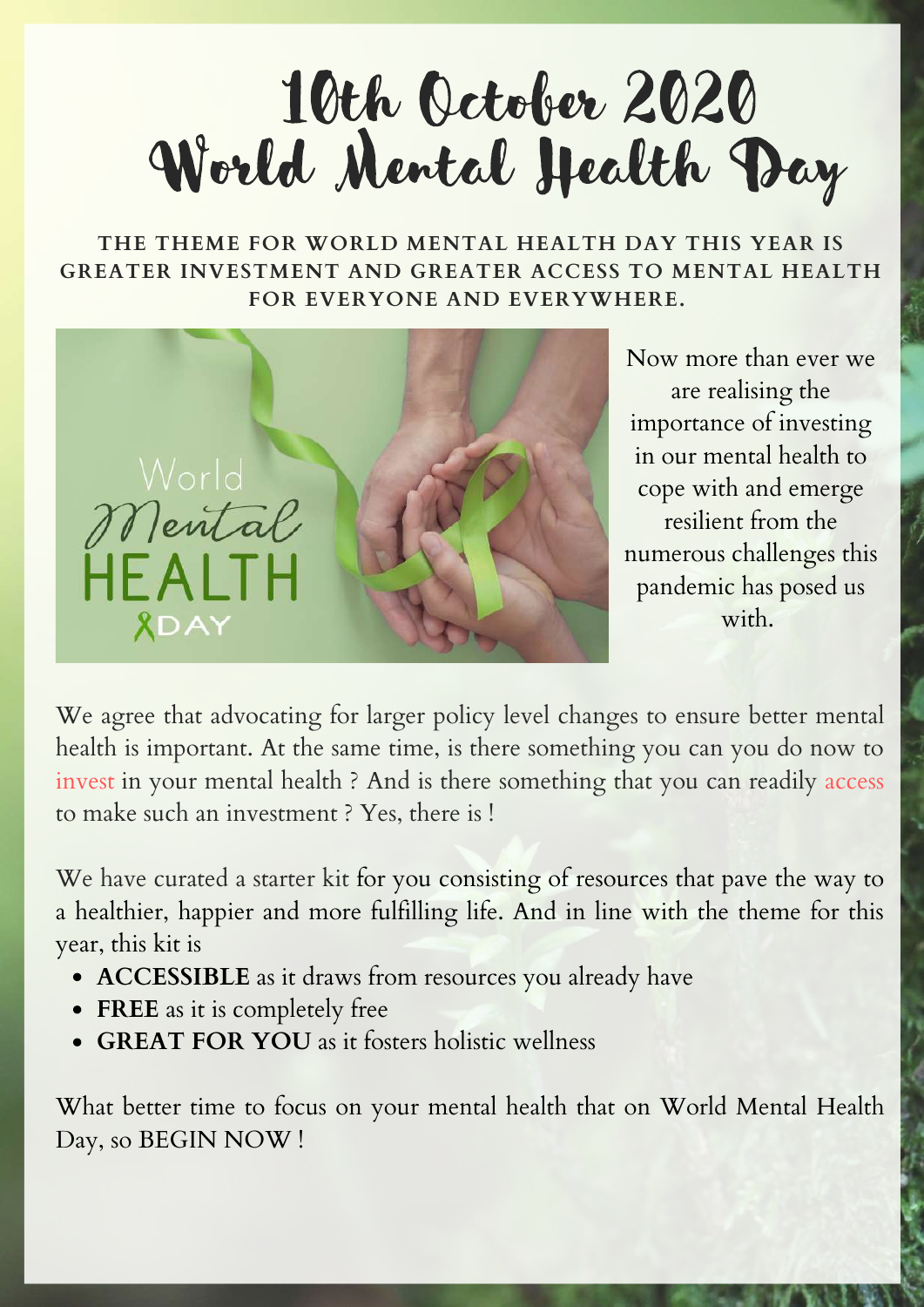# 10th October 2020 World Mental Health Day

**THE THEME FOR WORLD MENTAL HEALTH DAY THIS YEAR IS GREATER INVESTMENT AND GREATER ACCESS TO MENTAL HEALTH FOR EVERYONE AND EVERYWHERE.**

Now more than ever we are realising the importance of investing in our mental health to cope with and emerge resilient from the numerous challenges this pandemic has posed us with.

We agree that advocating for larger policy level changes to ensure better mental health is important. At the same time, is there something you can you do now to invest in your mental health ? And is there something that you can readily access to make such an investment ? Yes, there is !

We have curated a starter kit for you consisting of resources that pave the way to a healthier, happier and more fulfilling life. And in line with the theme for this year, this kit is

- **ACCESSIBLE** as it draws from resources you already have
- **FREE** as it is completely free
- **GREAT FOR YOU** as it fosters holistic wellness

What better time to focus on your mental health that on World Mental Health Day, so BEGIN NOW !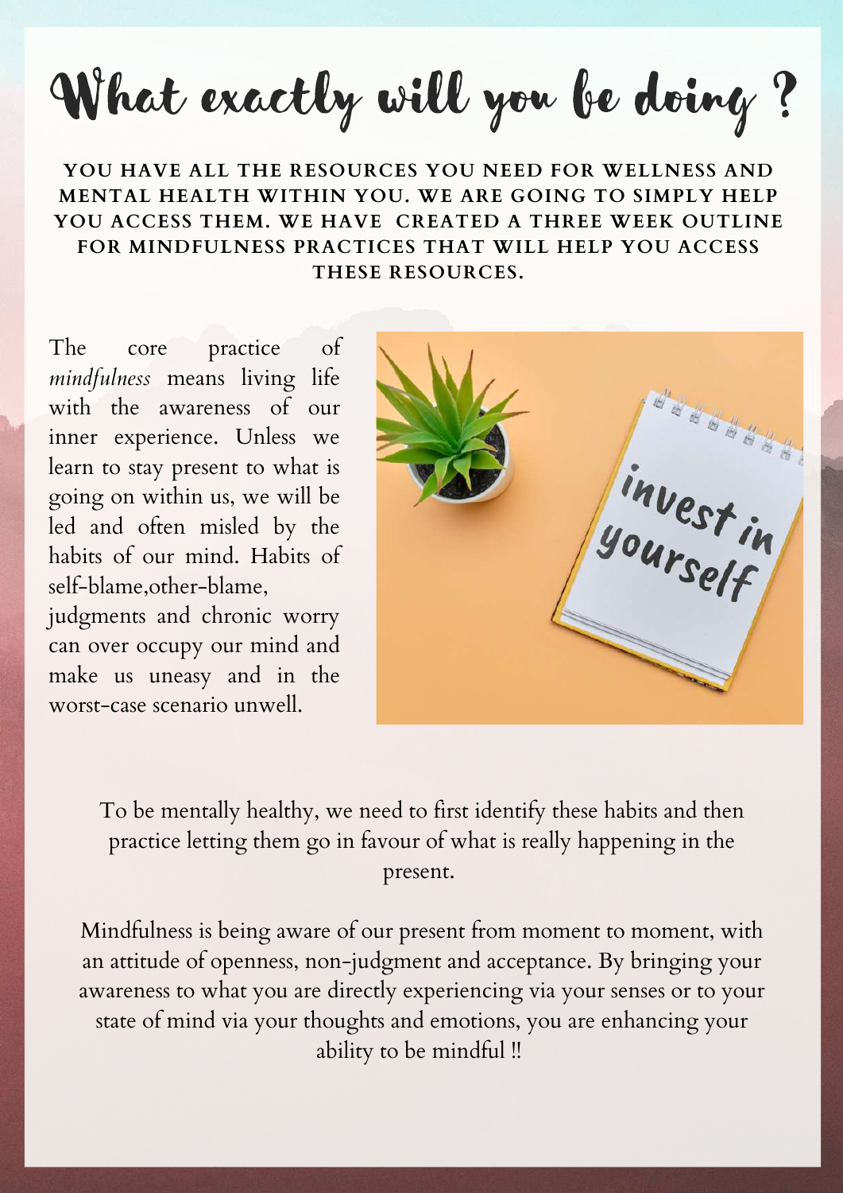# What exactly will you be doing ?

**YOU HAVE ALL THE RESOURCES YOU NEED FOR WELLNESS AND MENTAL HEALTH WITHIN YOU. WE ARE GOING TO SIMPLY HELP YOU ACCESS THEM. WE HAVE CREATED A THREE WEEK OUTLINE FOR MINDFULNESS PRACTICES THAT WILL HELP YOU ACCESS THESE RESOURCES.**

The core practice of *mindfulness* means living life with the awareness of our inner experience. Unless we learn to stay present to what is going on within us, we will be led and often misled by the habits of our mind. Habits of self-blame,other-blame, judgments and chronic worry can over occupy our mind and make us uneasy and in the worst-case scenario unwell.

To be mentally healthy, we need to first identify these habits and then practice letting them go in favour of what is really happening in the present.

Mindfulness is being aware of our present from moment to moment, with an attitude of openness, non-judgment and acceptance. By bringing your awareness to what you are directly experiencing via your senses or to your state of mind via your thoughts and emotions, you are enhancing your ability to be mindful !!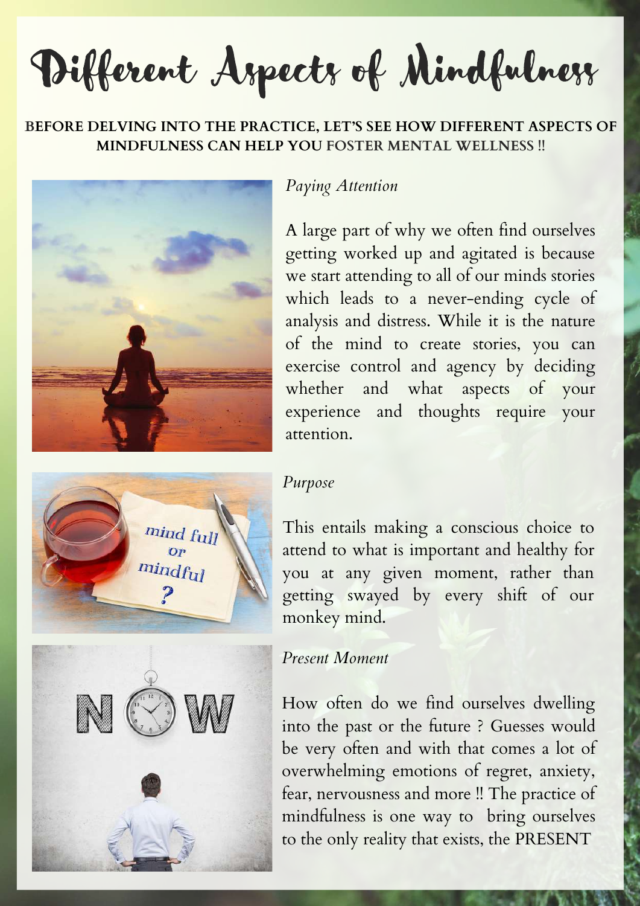# Different Aspects of Mindfulness

**BEFORE DELVING INTO THE PRACTICE, LET'S SEE HOW DIFFERENT ASPECTS OF MINDFULNESS CAN HELP YOU FOSTER MENTAL WELLNESS !!**

*Paying Attention*

A large part of why we often find ourselves getting worked up and agitated is because we start attending to all of our minds stories which leads to a never-ending cycle of analysis and distress. While it is the nature of the mind to create stories, you can exercise control and agency by deciding whether and what aspects of your experience and thoughts require your attention.

*Purpose*

This entails making a conscious choice to attend to what is important and healthy for you at any given moment, rather than getting swayed by every shift of our monkey mind.

*Present Moment*

How often do we find ourselves dwelling into the past or the future ? Guesses would be very often and with that comes a lot of overwhelming emotions of regret, anxiety, fear, nervousness and more !! The practice of mindfulness is one way to bring ourselves to the only reality that exists, the PRESENT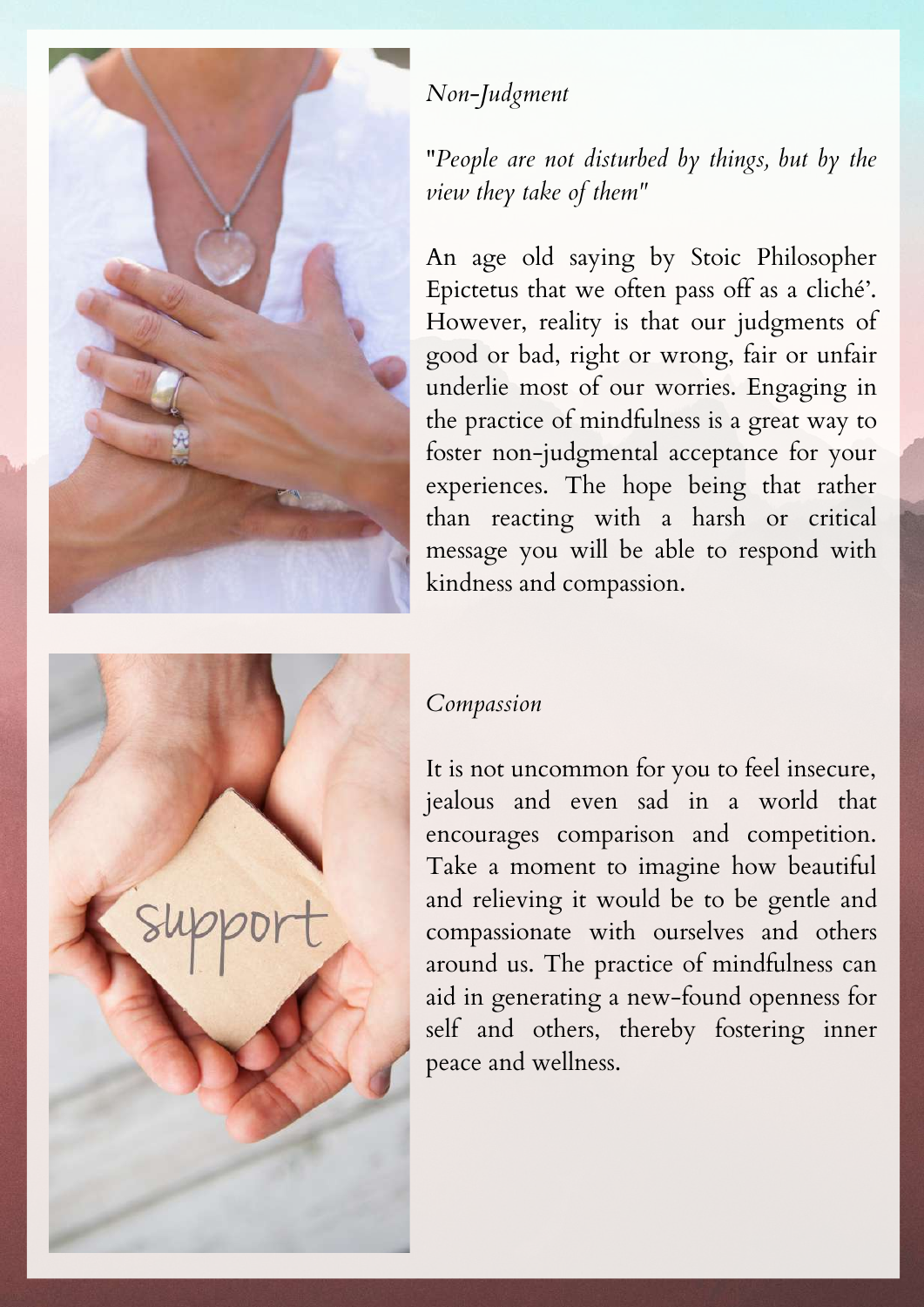*Non-Judgment*

"*People are not disturbed by things, but by the view they take of them*"

An age old saying by Stoic Philosopher Epictetus that we often pass off as a cliché'. However, reality is that our judgments of good or bad, right or wrong, fair or unfair underlie most of our worries. Engaging in the practice of mindfulness is a great way to foster non-judgmental acceptance for your experiences. The hope being that rather than reacting with a harsh or critical message you will be able to respond with kindness and compassion.

*Compassion*

It is not uncommon for you to feel insecure, jealous and even sad in a world that encourages comparison and competition. Take a moment to imagine how beautiful and relieving it would be to be gentle and compassionate with ourselves and others around us. The practice of mindfulness can aid in generating a new-found openness for self and others, thereby fostering inner peace and wellness.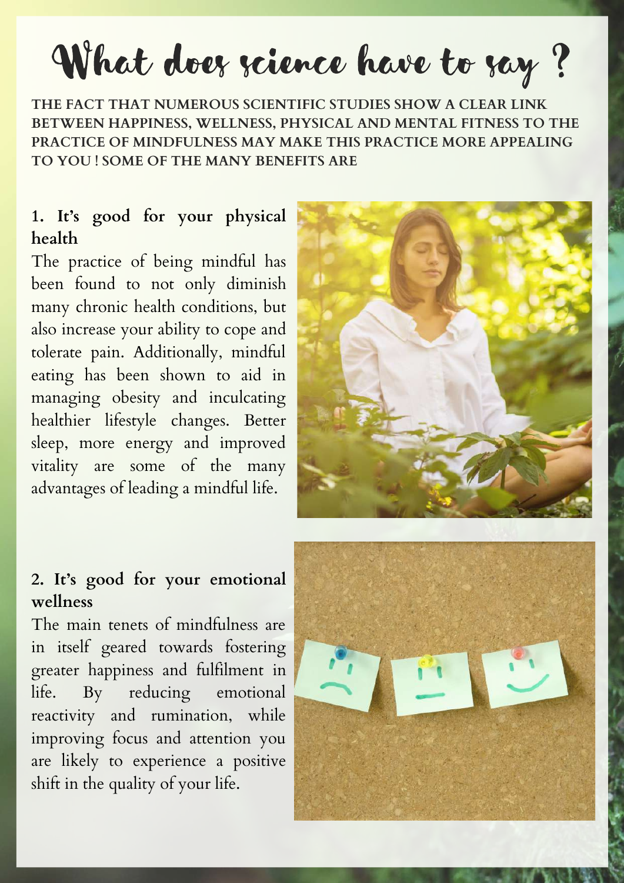# What does science have to say ?

**THE FACT THAT NUMEROUS SCIENTIFIC STUDIES SHOW A CLEAR LINK BETWEEN HAPPINESS, WELLNESS, PHYSICAL AND MENTAL FITNESS TO THE PRACTICE OF MINDFULNESS MAY MAKE THIS PRACTICE MORE APPEALING TO YOU ! SOME OF THE MANY BENEFITS ARE**

## 1. It's good for your physical health

The practice of being mindful has been found to not only diminish many chronic health conditions, but also increase your ability to cope and tolerate pain. Additionally, mindful eating has been shown to aid in managing obesity and inculcating healthier lifestyle changes. Better sleep, more energy and improved vitality are some of the many advantages of leading a mindful life.

## 2. It's good for your emotional wellness

The main tenets of mindfulness are in itself geared towards fostering greater happiness and fulfilment in life. By reducing emotional reactivity and rumination, while improving focus and attention you are likely to experience a positive shift in the quality of your life.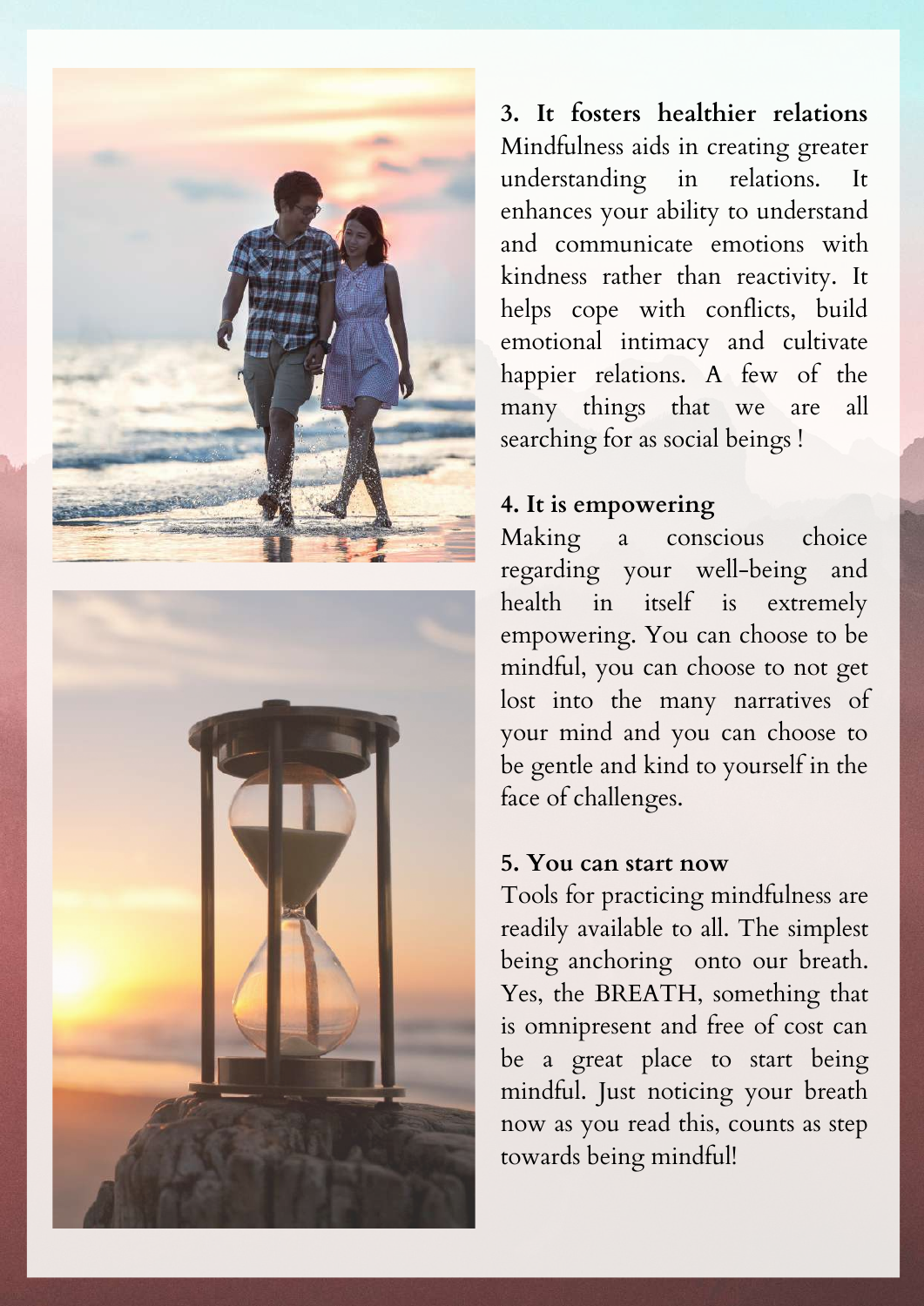**3. It fosters healthier relations**
Mindfulness aids in creating greater understanding in relations. It enhances your ability to understand and communicate emotions with kindness rather than reactivity. It helps cope with conflicts, build emotional intimacy and cultivate happier relations. A few of the many things that we are all searching for as social beings !

**4. It is empowering**

Making a conscious choice regarding your well-being and health in itself is extremely empowering. You can choose to be mindful, you can choose to not get lost into the many narratives of your mind and you can choose to be gentle and kind to yourself in the face of challenges.

**5. You can start now**

Tools for practicing mindfulness are readily available to all. The simplest being anchoring onto our breath. Yes, the BREATH, something that is omnipresent and free of cost can be a great place to start being mindful. Just noticing your breath now as you read this, counts as step towards being mindful!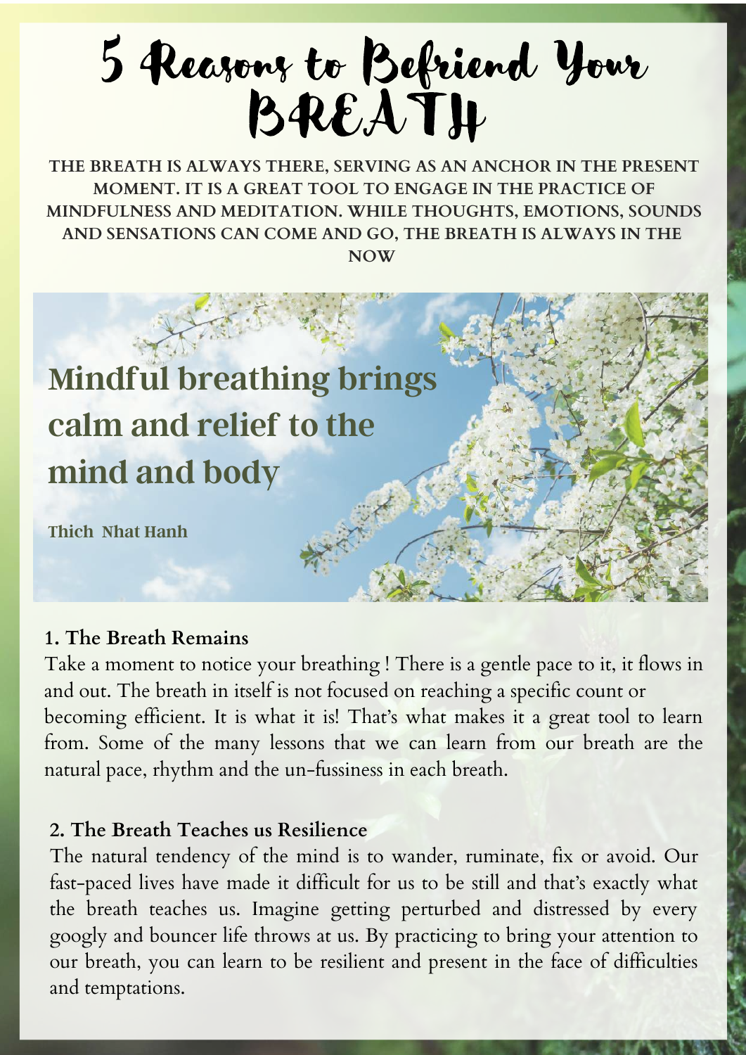# 5 Reasons to Befriend Your BREATH

**THE BREATH IS ALWAYS THERE, SERVING AS AN ANCHOR IN THE PRESENT MOMENT. IT IS A GREAT TOOL TO ENGAGE IN THE PRACTICE OF MINDFULNESS AND MEDITATION. WHILE THOUGHTS, EMOTIONS, SOUNDS AND SENSATIONS CAN COME AND GO, THE BREATH IS ALWAYS IN THE NOW**

**Mindful breathing brings calm and relief to the mind and body**

**Thich Nhat Hanh**

### 1. The Breath Remains

Take a moment to notice your breathing ! There is a gentle pace to it, it flows in and out. The breath in itself is not focused on reaching a specific count or becoming efficient. It is what it is! That's what makes it a great tool to learn from. Some of the many lessons that we can learn from our breath are the natural pace, rhythm and the un-fussiness in each breath.

### 2. The Breath Teaches us Resilience

The natural tendency of the mind is to wander, ruminate, fix or avoid. Our fast-paced lives have made it difficult for us to be still and that's exactly what the breath teaches us. Imagine getting perturbed and distressed by every googly and bouncer life throws at us. By practicing to bring your attention to our breath, you can learn to be resilient and present in the face of difficulties and temptations.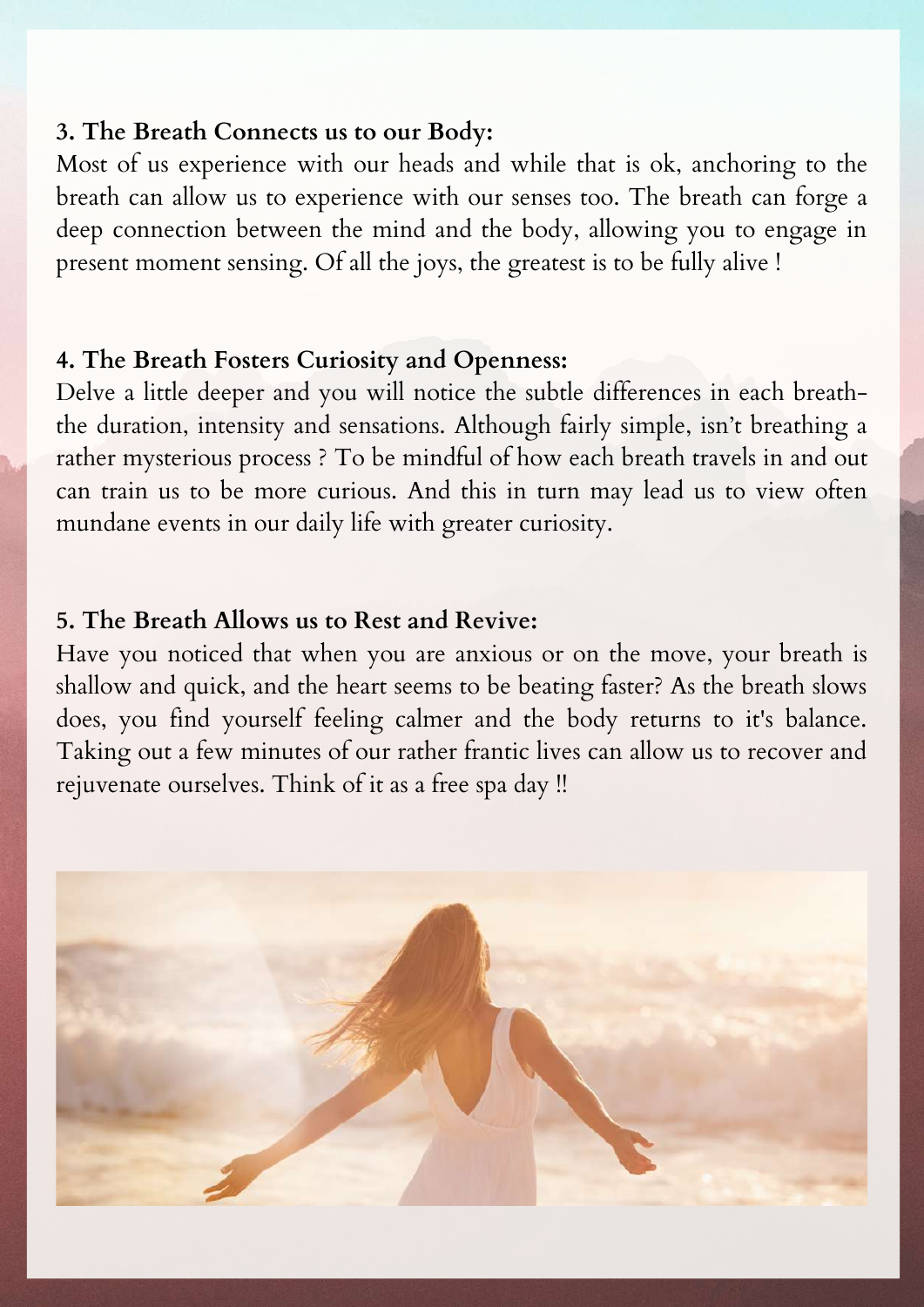**3. The Breath Connects us to our Body:**

Most of us experience with our heads and while that is ok, anchoring to the breath can allow us to experience with our senses too. The breath can forge a deep connection between the mind and the body, allowing you to engage in present moment sensing. Of all the joys, the greatest is to be fully alive !

**4. The Breath Fosters Curiosity and Openness:**

Delve a little deeper and you will notice the subtle differences in each breath- the duration, intensity and sensations. Although fairly simple, isn't breathing a rather mysterious process ? To be mindful of how each breath travels in and out can train us to be more curious. And this in turn may lead us to view often mundane events in our daily life with greater curiosity.

**5. The Breath Allows us to Rest and Revive:**

Have you noticed that when you are anxious or on the move, your breath is shallow and quick, and the heart seems to be beating faster? As the breath slows does, you find yourself feeling calmer and the body returns to it's balance. Taking out a few minutes of our rather frantic lives can allow us to recover and rejuvenate ourselves. Think of it as a free spa day !!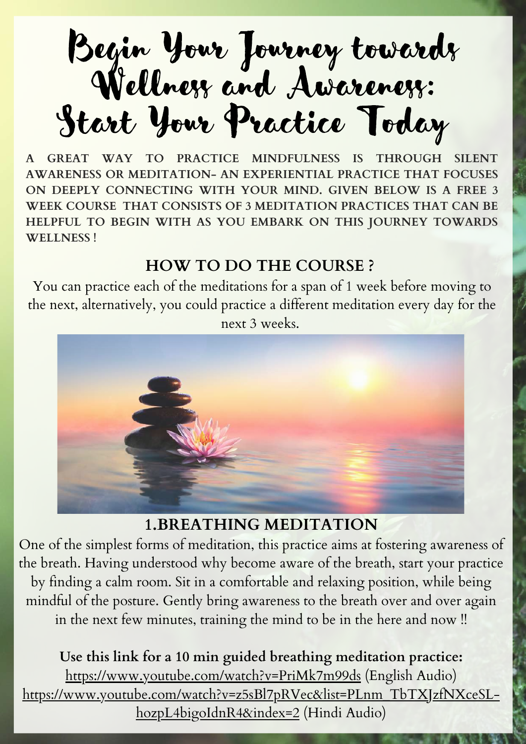# Begin Your Journey towards Wellness and Awareness: Start Your Practice Today

**A GREAT WAY TO PRACTICE MINDFULNESS IS THROUGH SILENT AWARENESS OR MEDITATION- AN EXPERIENTIAL PRACTICE THAT FOCUSES ON DEEPLY CONNECTING WITH YOUR MIND. GIVEN BELOW IS A FREE 3 WEEK COURSE THAT CONSISTS OF 3 MEDITATION PRACTICES THAT CAN BE HELPFUL TO BEGIN WITH AS YOU EMBARK ON THIS JOURNEY TOWARDS WELLNESS !**

## HOW TO DO THE COURSE ?

You can practice each of the meditations for a span of 1 week before moving to the next, alternatively, you could practice a different meditation every day for the next 3 weeks.

## 1.BREATHING MEDITATION

One of the simplest forms of meditation, this practice aims at fostering awareness of the breath. Having understood why become aware of the breath, start your practice by finding a calm room. Sit in a comfortable and relaxing position, while being mindful of the posture. Gently bring awareness to the breath over and over again in the next few minutes, training the mind to be in the here and now !!

**Use this link for a 10 min guided breathing meditation practice:**
https://www.youtube.com/watch?v=PriMk7m99ds (English Audio)
https://www.youtube.com/watch?v=z5sBl7pRVec&list=PLnm_TbTXJzfNXceSL-hozpL4bigoIdnR4&index=2 (Hindi Audio)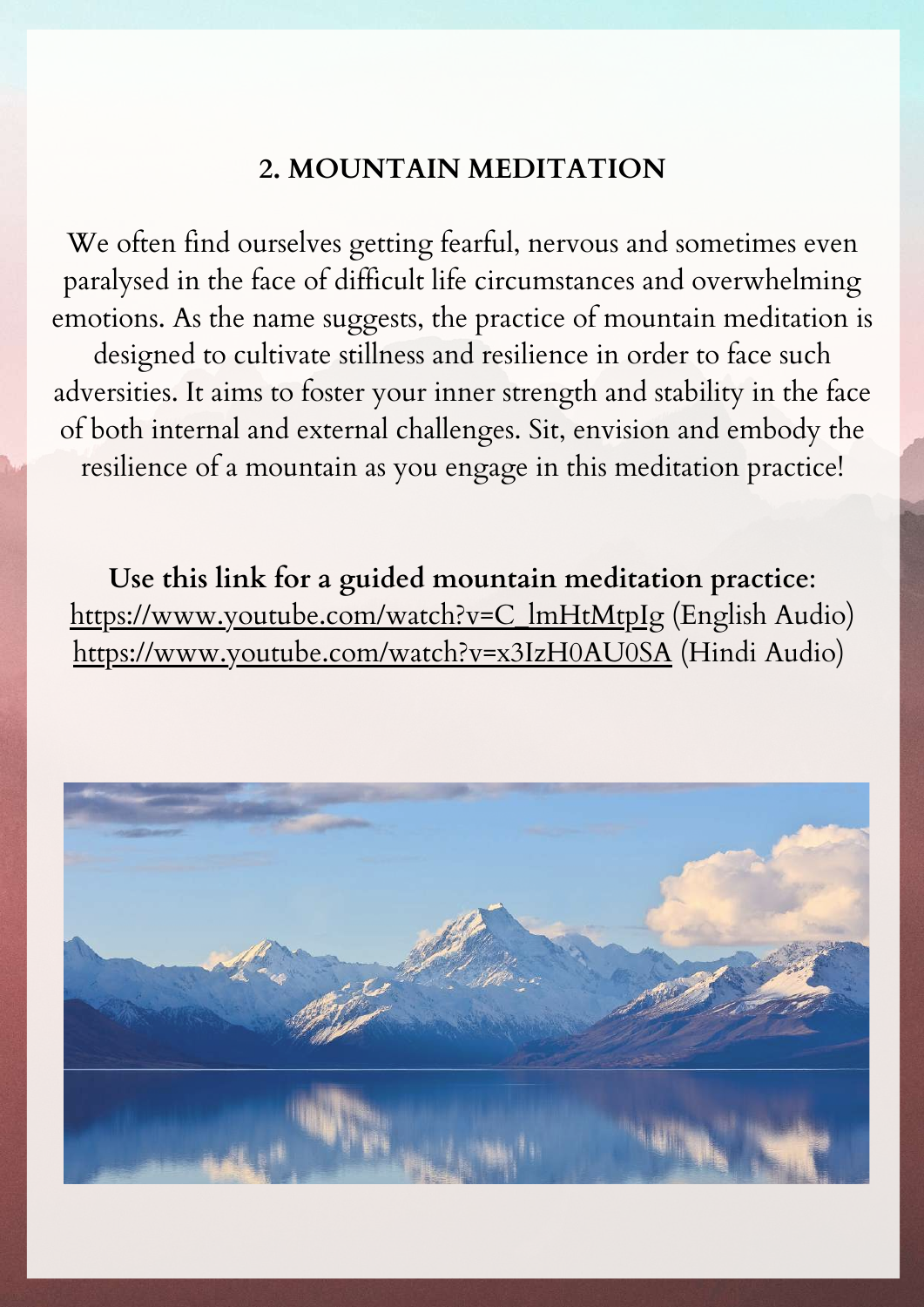## 2. MOUNTAIN MEDITATION

We often find ourselves getting fearful, nervous and sometimes even paralysed in the face of difficult life circumstances and overwhelming emotions. As the name suggests, the practice of mountain meditation is designed to cultivate stillness and resilience in order to face such adversities. It aims to foster your inner strength and stability in the face of both internal and external challenges. Sit, envision and embody the resilience of a mountain as you engage in this meditation practice!

**Use this link for a guided mountain meditation practice:**
https://www.youtube.com/watch?v=C_lmHtMtpIg (English Audio)
https://www.youtube.com/watch?v=x3IzH0AU0SA (Hindi Audio)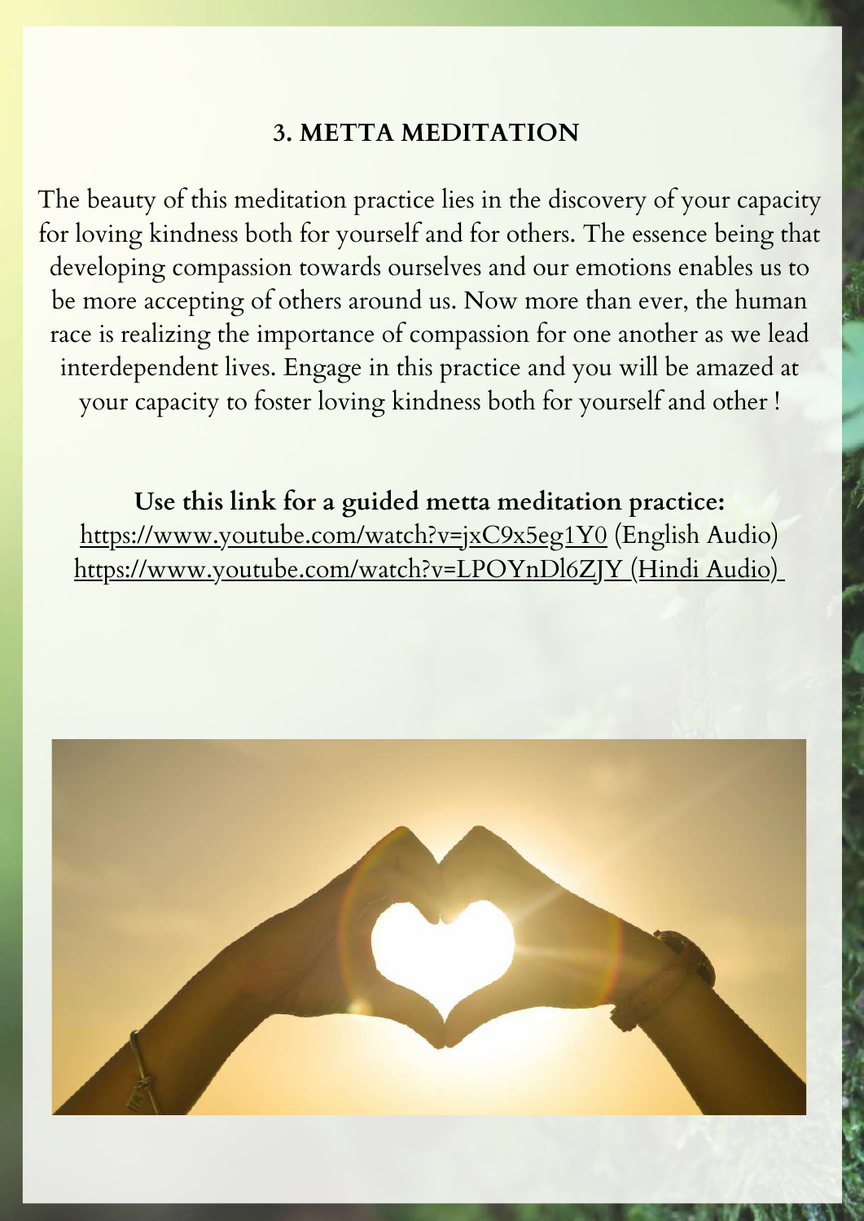### 3. METTA MEDITATION

The beauty of this meditation practice lies in the discovery of your capacity for loving kindness both for yourself and for others. The essence being that developing compassion towards ourselves and our emotions enables us to be more accepting of others around us. Now more than ever, the human race is realizing the importance of compassion for one another as we lead interdependent lives. Engage in this practice and you will be amazed at your capacity to foster loving kindness both for yourself and other !

**Use this link for a guided metta meditation practice:**
https://www.youtube.com/watch?v=jxC9x5eg1Y0 (English Audio)
https://www.youtube.com/watch?v=LPOYnDl6ZJY (Hindi Audio)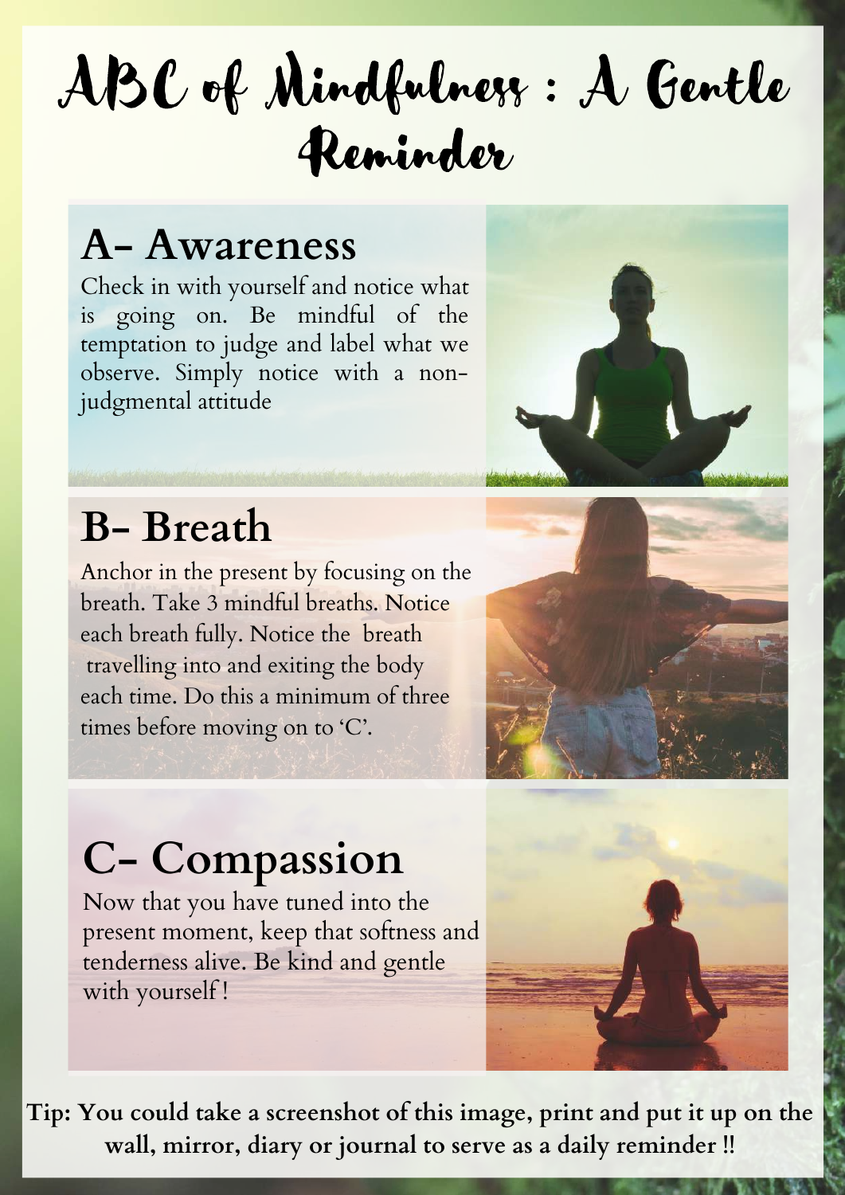# ABC of Mindfulness : A Gentle Reminder

## A- Awareness

Check in with yourself and notice what is going on. Be mindful of the temptation to judge and label what we observe. Simply notice with a non-judgmental attitude

## B- Breath

Anchor in the present by focusing on the breath. Take 3 mindful breaths. Notice each breath fully. Notice the breath travelling into and exiting the body each time. Do this a minimum of three times before moving on to 'C'.

## C- Compassion

Now that you have tuned into the present moment, keep that softness and tenderness alive. Be kind and gentle with yourself !

**Tip: You could take a screenshot of this image, print and put it up on the wall, mirror, diary or journal to serve as a daily reminder !!**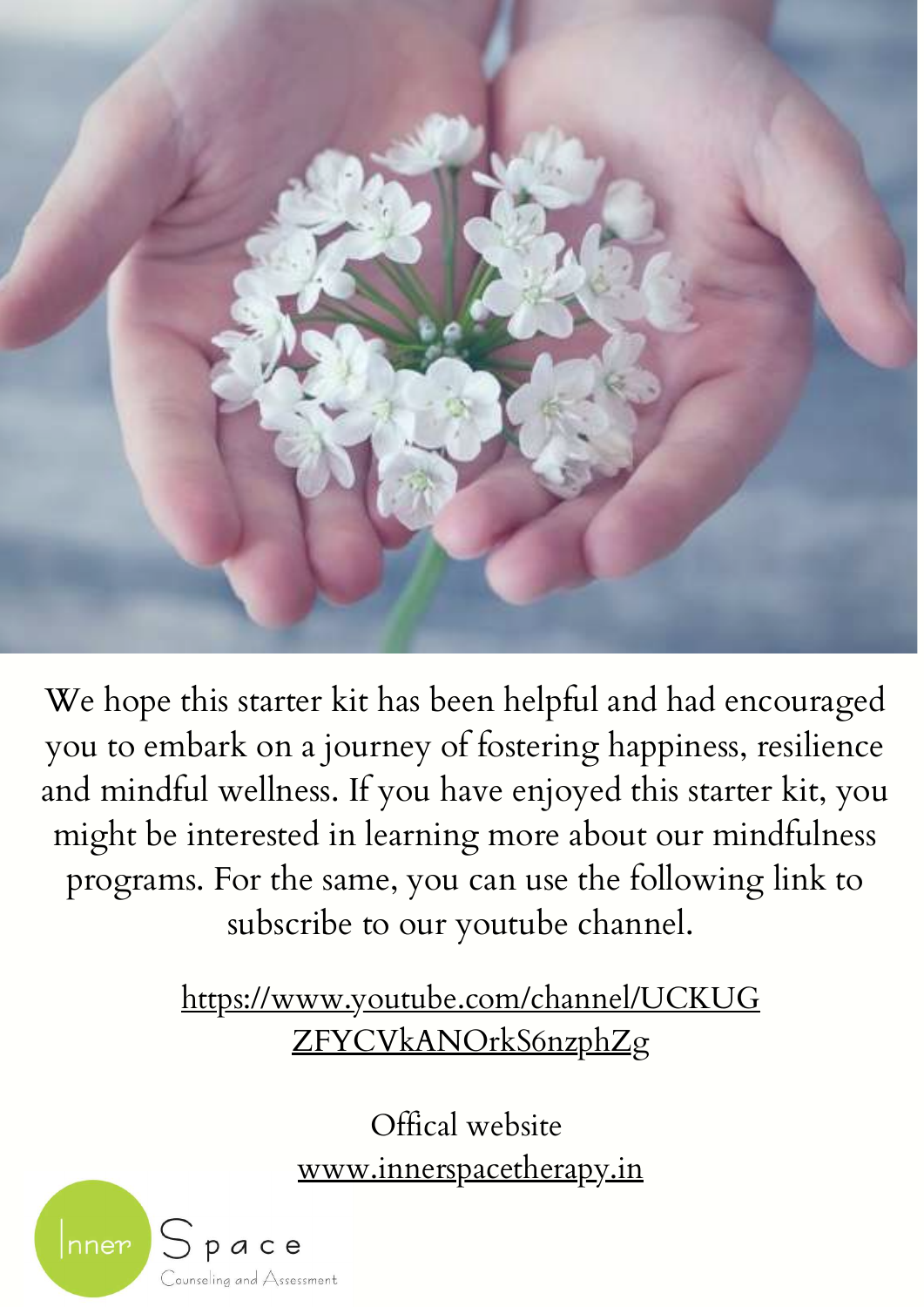We hope this starter kit has been helpful and had encouraged you to embark on a journey of fostering happiness, resilience and mindful wellness. If you have enjoyed this starter kit, you might be interested in learning more about our mindfulness programs. For the same, you can use the following link to subscribe to our youtube channel.

https://www.youtube.com/channel/UCKUGZFYCVkANOrkS6nzphZg

Offical website
www.innerspacetherapy.in

Inner Space
Counseling and Assessment